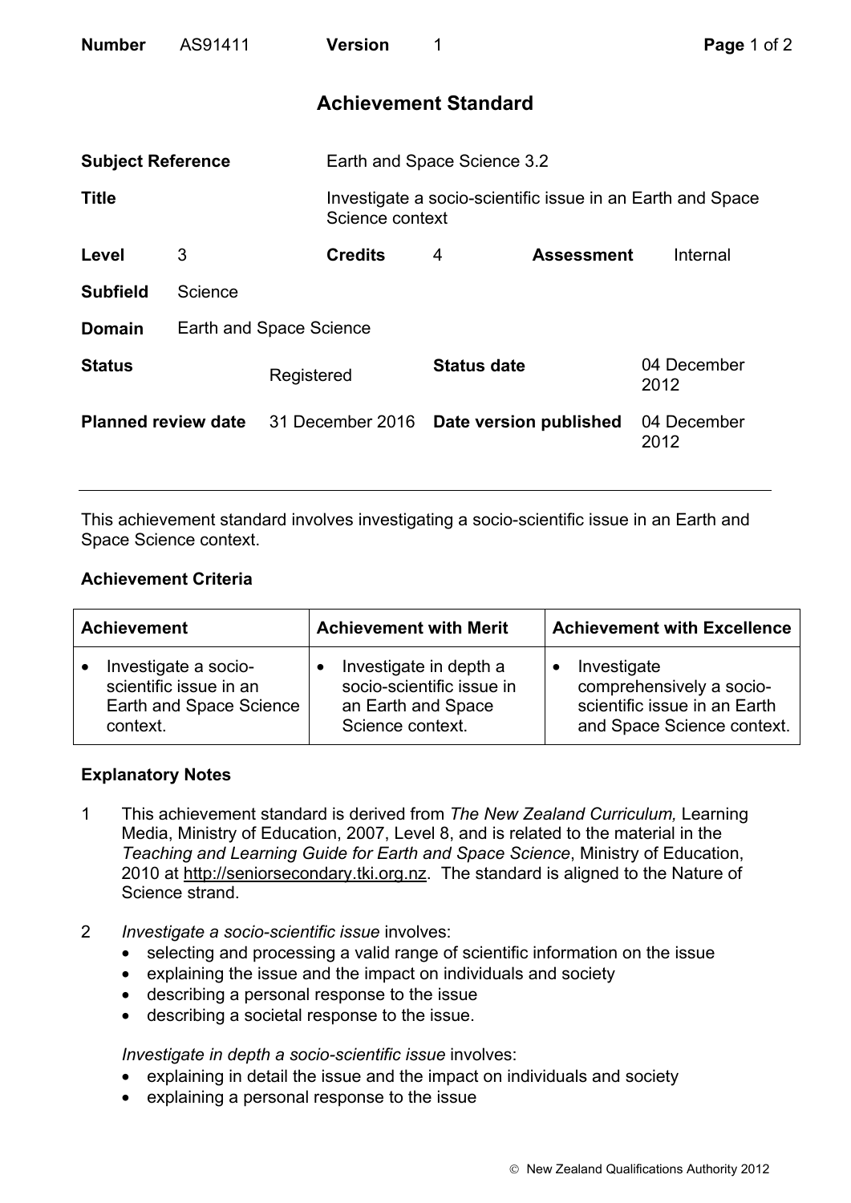| **Number** | AS91411 | **Version** | 1 |
|---|---|---|---|

## Achievement Standard

| | | | |
|---|---|---|---|
| **Subject Reference** | Earth and Space Science 3.2 | | |
| **Title** | Investigate a socio-scientific issue in an Earth and Space Science context | | |
| **Level** 3 | **Credits** 4 | **Assessment** | Internal |
| **Subfield** | Science | | |
| **Domain** | Earth and Space Science | | |
| **Status** | Registered | **Status date** | 04 December 2012 |
| **Planned review date** | 31 December 2016 | **Date version published** | 04 December 2012 |

This achievement standard involves investigating a socio-scientific issue in an Earth and Space Science context.

### Achievement Criteria

| Achievement | Achievement with Merit | Achievement with Excellence |
|---|---|---|
| • Investigate a socio-scientific issue in an Earth and Space Science context. | • Investigate in depth a socio-scientific issue in an Earth and Space Science context. | • Investigate comprehensively a socio-scientific issue in an Earth and Space Science context. |

### Explanatory Notes

1. This achievement standard is derived from *The New Zealand Curriculum,* Learning Media, Ministry of Education, 2007, Level 8, and is related to the material in the *Teaching and Learning Guide for Earth and Space Science*, Ministry of Education, 2010 at http://seniorsecondary.tki.org.nz. The standard is aligned to the Nature of Science strand.

2. *Investigate a socio-scientific issue* involves:
   - selecting and processing a valid range of scientific information on the issue
   - explaining the issue and the impact on individuals and society
   - describing a personal response to the issue
   - describing a societal response to the issue.

   *Investigate in depth a socio-scientific issue* involves:
   - explaining in detail the issue and the impact on individuals and society
   - explaining a personal response to the issue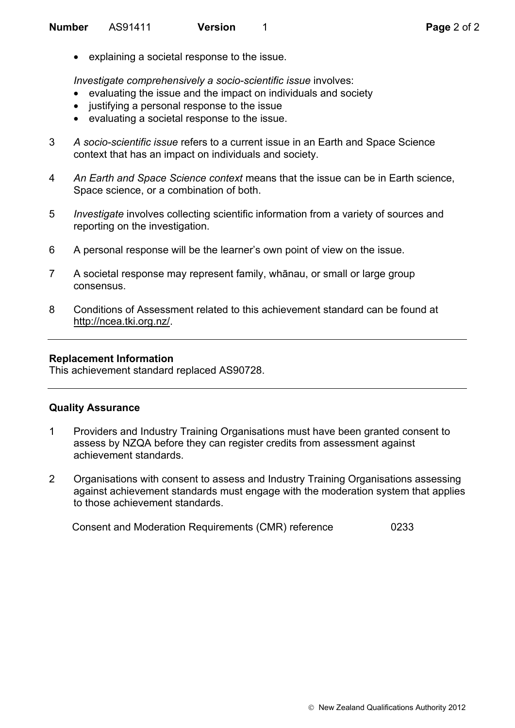- explaining a societal response to the issue.

*Investigate comprehensively a socio-scientific issue* involves:

- evaluating the issue and the impact on individuals and society
- justifying a personal response to the issue
- evaluating a societal response to the issue.

3 *A socio-scientific issue* refers to a current issue in an Earth and Space Science context that has an impact on individuals and society.

4 *An Earth and Space Science context* means that the issue can be in Earth science, Space science, or a combination of both.

5 *Investigate* involves collecting scientific information from a variety of sources and reporting on the investigation.

6 A personal response will be the learner's own point of view on the issue.

7 A societal response may represent family, whānau, or small or large group consensus.

8 Conditions of Assessment related to this achievement standard can be found at http://ncea.tki.org.nz/.

---

**Replacement Information**

This achievement standard replaced AS90728.

---

**Quality Assurance**

1 Providers and Industry Training Organisations must have been granted consent to assess by NZQA before they can register credits from assessment against achievement standards.

2 Organisations with consent to assess and Industry Training Organisations assessing against achievement standards must engage with the moderation system that applies to those achievement standards.

Consent and Moderation Requirements (CMR) reference 0233